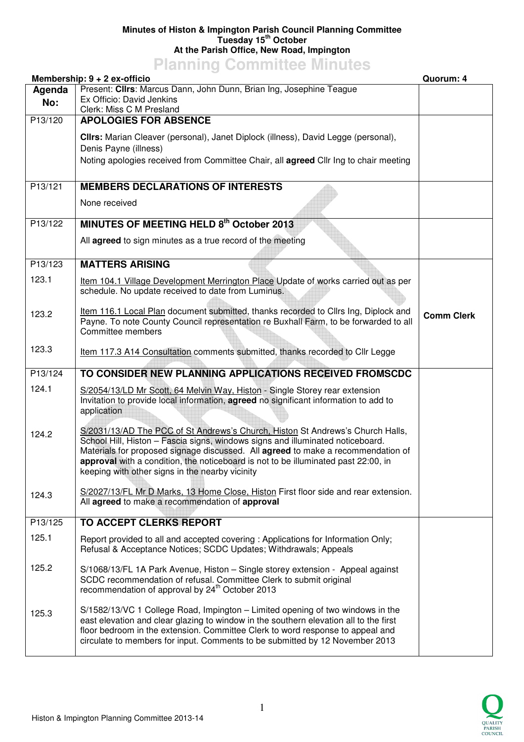**Minutes of Histon & Impington Parish Council Planning Committee**
**Tuesday 15th October**
**At the Parish Office, New Road, Impington**

# Planning Committee Minutes

**Membership: 9 + 2 ex-officio** | **Quorum: 4**

| Agenda No: | Present: **Cllrs**: Marcus Dann, John Dunn, Brian Ing, Josephine Teague<br>Ex Officio: David Jenkins<br>Clerk: Miss C M Presland | |
|---|---|---|
| P13/120 | **APOLOGIES FOR ABSENCE**<br><br>**Cllrs:** Marian Cleaver (personal), Janet Diplock (illness), David Legge (personal), Denis Payne (illness)<br>Noting apologies received from Committee Chair, all **agreed** Cllr Ing to chair meeting | |
| P13/121 | **MEMBERS DECLARATIONS OF INTERESTS**<br><br>None received | |
| P13/122 | **MINUTES OF MEETING HELD 8th October 2013**<br><br>All **agreed** to sign minutes as a true record of the meeting | |
| P13/123 | **MATTERS ARISING** | |
| 123.1 | Item 104.1 Village Development Merrington Place Update of works carried out as per schedule. No update received to date from Luminus. | |
| 123.2 | Item 116.1 Local Plan document submitted, thanks recorded to Cllrs Ing, Diplock and Payne. To note County Council representation re Buxhall Farm, to be forwarded to all Committee members | **Comm Clerk** |
| 123.3 | Item 117.3 A14 Consultation comments submitted, thanks recorded to Cllr Legge | |
| P13/124 | **TO CONSIDER NEW PLANNING APPLICATIONS RECEIVED FROMSCDC** | |
| 124.1 | S/2054/13/LD Mr Scott, 64 Melvin Way, Histon - Single Storey rear extension<br>Invitation to provide local information, **agreed** no significant information to add to application | |
| 124.2 | S/2031/13/AD The PCC of St Andrews's Church, Histon St Andrews's Church Halls, School Hill, Histon – Fascia signs, windows signs and illuminated noticeboard. Materials for proposed signage discussed. All **agreed** to make a recommendation of **approval** with a condition, the noticeboard is not to be illuminated past 22:00, in keeping with other signs in the nearby vicinity | |
| 124.3 | S/2027/13/FL Mr D Marks, 13 Home Close, Histon First floor side and rear extension. All **agreed** to make a recommendation of **approval** | |
| P13/125 | **TO ACCEPT CLERKS REPORT** | |
| 125.1 | Report provided to all and accepted covering : Applications for Information Only; Refusal & Acceptance Notices; SCDC Updates; Withdrawals; Appeals | |
| 125.2 | S/1068/13/FL 1A Park Avenue, Histon – Single storey extension - Appeal against SCDC recommendation of refusal. Committee Clerk to submit original recommendation of approval by 24th October 2013 | |
| 125.3 | S/1582/13/VC 1 College Road, Impington – Limited opening of two windows in the east elevation and clear glazing to window in the southern elevation all to the first floor bedroom in the extension. Committee Clerk to word response to appeal and circulate to members for input. Comments to be submitted by 12 November 2013 | |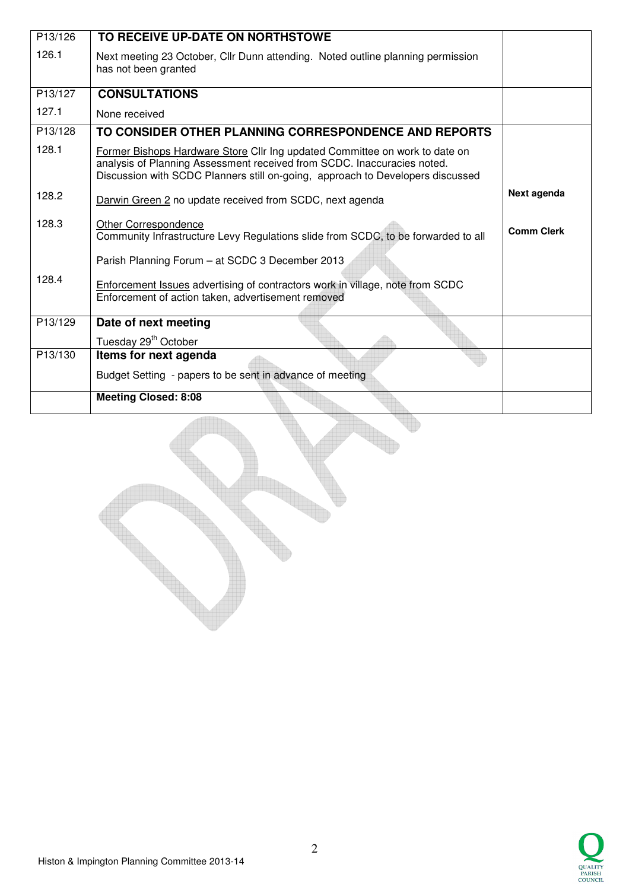| | | |
|---|---|---|
| P13/126 | **TO RECEIVE UP-DATE ON NORTHSTOWE** | |
| 126.1 | Next meeting 23 October, Cllr Dunn attending. Noted outline planning permission has not been granted | |
| P13/127 | **CONSULTATIONS** | |
| 127.1 | None received | |
| P13/128 | **TO CONSIDER OTHER PLANNING CORRESPONDENCE AND REPORTS** | |
| 128.1 | Former Bishops Hardware Store Cllr Ing updated Committee on work to date on analysis of Planning Assessment received from SCDC. Inaccuracies noted. Discussion with SCDC Planners still on-going, approach to Developers discussed | |
| 128.2 | Darwin Green 2 no update received from SCDC, next agenda | **Next agenda** |
| 128.3 | Other Correspondence<br>Community Infrastructure Levy Regulations slide from SCDC, to be forwarded to all<br><br>Parish Planning Forum – at SCDC 3 December 2013 | **Comm Clerk** |
| 128.4 | Enforcement Issues advertising of contractors work in village, note from SCDC Enforcement of action taken, advertisement removed | |
| P13/129 | **Date of next meeting**<br>Tuesday 29th October | |
| P13/130 | **Items for next agenda**<br>Budget Setting - papers to be sent in advance of meeting | |
| | **Meeting Closed: 8:08** | |